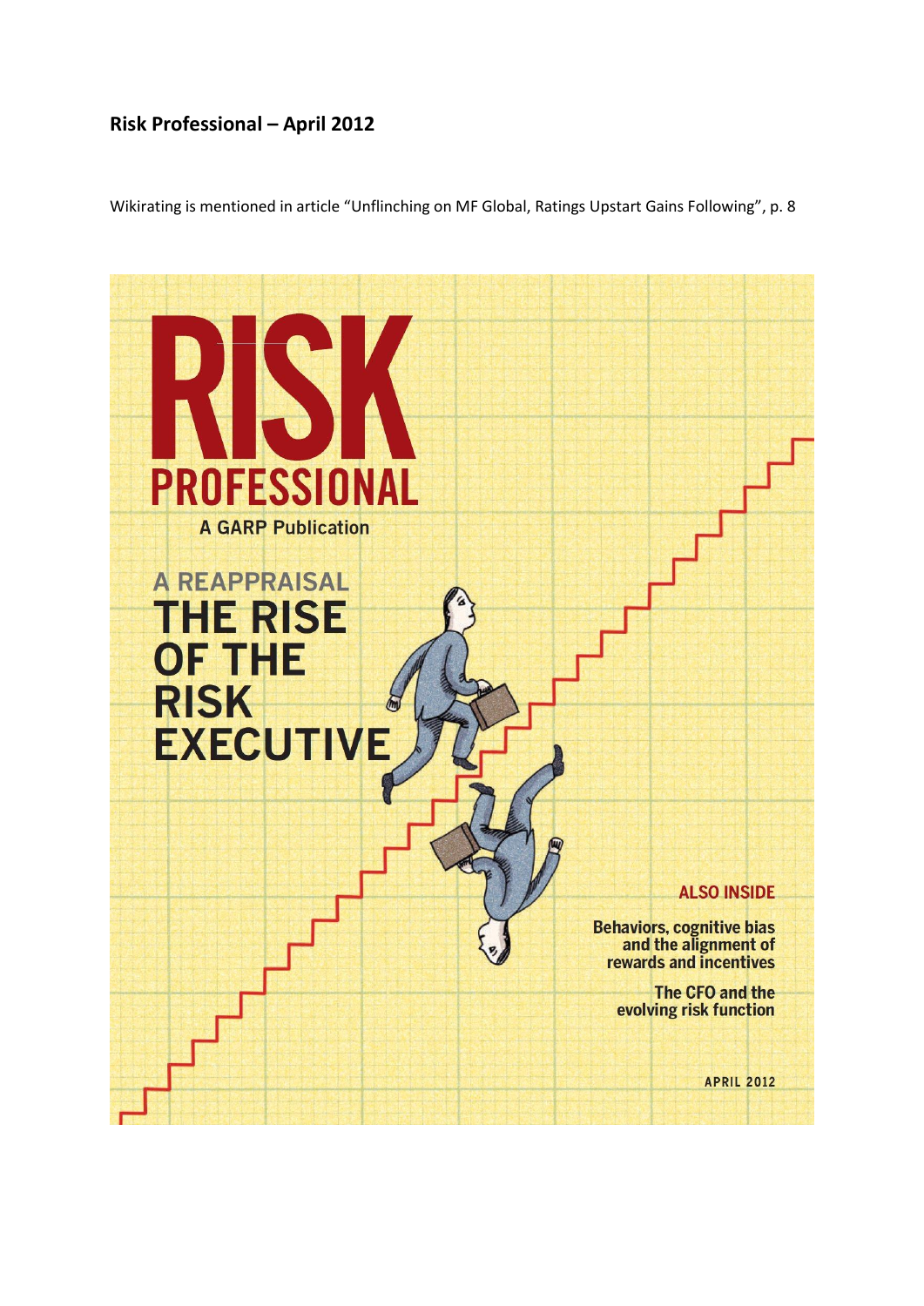**Risk Professional – April 2012**

Wikirating is mentioned in article "Unflinching on MF Global, Ratings Upstart Gains Following", p. 8

# RISK PROFESSIONAL

A GARP Publication

## A REAPPRAISAL THE RISE OF THE RISK EXECUTIVE

**ALSO INSIDE**

Behaviors, cognitive bias and the alignment of rewards and incentives

The CFO and the evolving risk function

APRIL 2012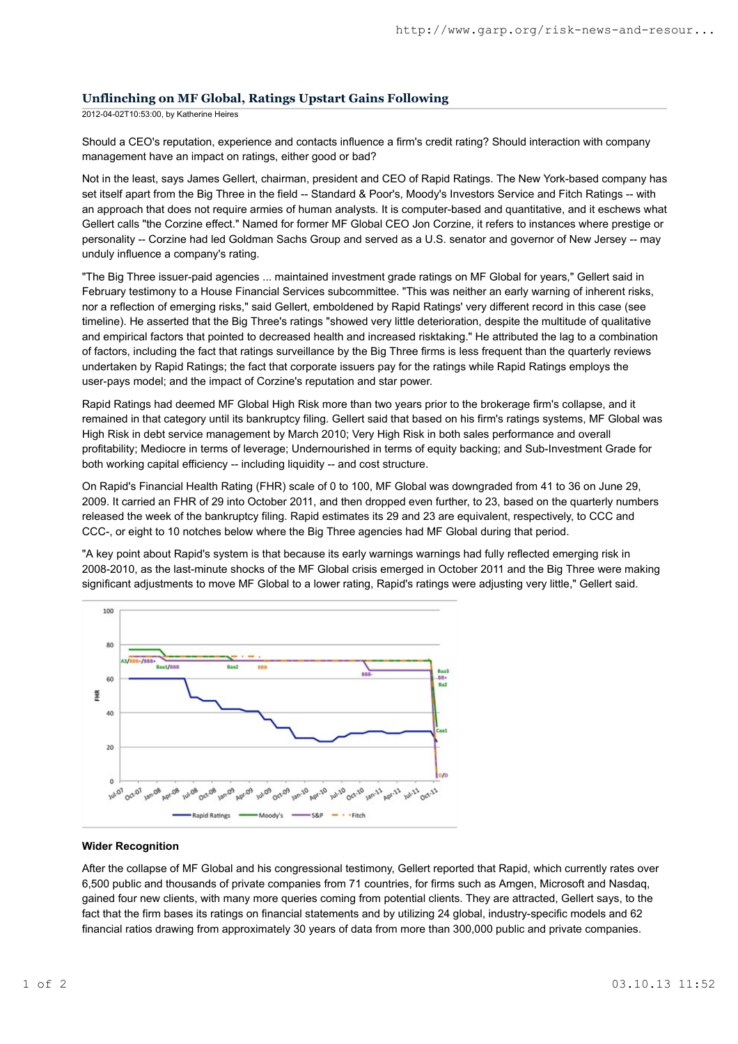## Unflinching on MF Global, Ratings Upstart Gains Following

2012-04-02T10:53:00, by Katherine Heires

Should a CEO's reputation, experience and contacts influence a firm's credit rating? Should interaction with company management have an impact on ratings, either good or bad?

Not in the least, says James Gellert, chairman, president and CEO of Rapid Ratings. The New York-based company has set itself apart from the Big Three in the field -- Standard & Poor's, Moody's Investors Service and Fitch Ratings -- with an approach that does not require armies of human analysts. It is computer-based and quantitative, and it eschews what Gellert calls "the Corzine effect." Named for former MF Global CEO Jon Corzine, it refers to instances where prestige or personality -- Corzine had led Goldman Sachs Group and served as a U.S. senator and governor of New Jersey -- may unduly influence a company's rating.

"The Big Three issuer-paid agencies ... maintained investment grade ratings on MF Global for years," Gellert said in February testimony to a House Financial Services subcommittee. "This was neither an early warning of inherent risks, nor a reflection of emerging risks," said Gellert, emboldened by Rapid Ratings' very different record in this case (see timeline). He asserted that the Big Three's ratings "showed very little deterioration, despite the multitude of qualitative and empirical factors that pointed to decreased health and increased risktaking." He attributed the lag to a combination of factors, including the fact that ratings surveillance by the Big Three firms is less frequent than the quarterly reviews undertaken by Rapid Ratings; the fact that corporate issuers pay for the ratings while Rapid Ratings employs the user-pays model; and the impact of Corzine's reputation and star power.

Rapid Ratings had deemed MF Global High Risk more than two years prior to the brokerage firm's collapse, and it remained in that category until its bankruptcy filing. Gellert said that based on his firm's ratings systems, MF Global was High Risk in debt service management by March 2010; Very High Risk in both sales performance and overall profitability; Mediocre in terms of leverage; Undernourished in terms of equity backing; and Sub-Investment Grade for both working capital efficiency -- including liquidity -- and cost structure.

On Rapid's Financial Health Rating (FHR) scale of 0 to 100, MF Global was downgraded from 41 to 36 on June 29, 2009. It carried an FHR of 29 into October 2011, and then dropped even further, to 23, based on the quarterly numbers released the week of the bankruptcy filing. Rapid estimates its 29 and 23 are equivalent, respectively, to CCC and CCC-, or eight to 10 notches below where the Big Three agencies had MF Global during that period.

"A key point about Rapid's system is that because its early warnings warnings had fully reflected emerging risk in 2008-2010, as the last-minute shocks of the MF Global crisis emerged in October 2011 and the Big Three were making significant adjustments to move MF Global to a lower rating, Rapid's ratings were adjusting very little," Gellert said.

### Wider Recognition

After the collapse of MF Global and his congressional testimony, Gellert reported that Rapid, which currently rates over 6,500 public and thousands of private companies from 71 countries, for firms such as Amgen, Microsoft and Nasdaq, gained four new clients, with many more queries coming from potential clients. They are attracted, Gellert says, to the fact that the firm bases its ratings on financial statements and by utilizing 24 global, industry-specific models and 62 financial ratios drawing from approximately 30 years of data from more than 300,000 public and private companies.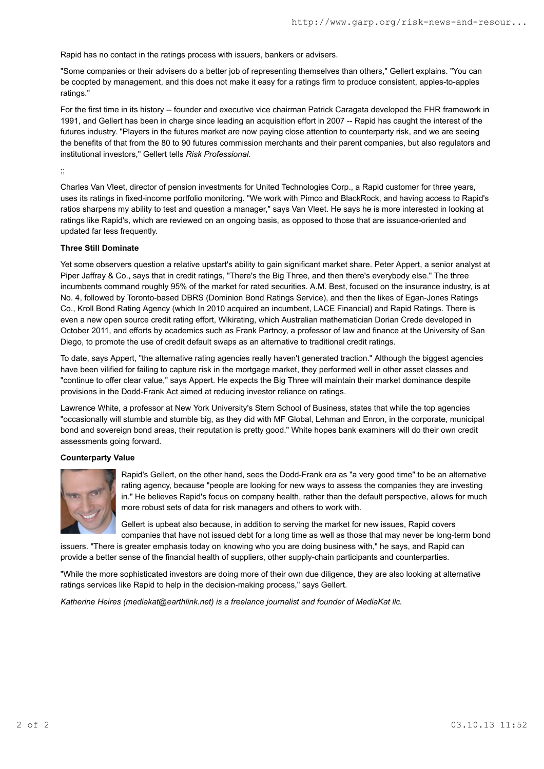Rapid has no contact in the ratings process with issuers, bankers or advisers.

"Some companies or their advisers do a better job of representing themselves than others," Gellert explains. "You can be coopted by management, and this does not make it easy for a ratings firm to produce consistent, apples-to-apples ratings."

For the first time in its history -- founder and executive vice chairman Patrick Caragata developed the FHR framework in 1991, and Gellert has been in charge since leading an acquisition effort in 2007 -- Rapid has caught the interest of the futures industry. "Players in the futures market are now paying close attention to counterparty risk, and we are seeing the benefits of that from the 80 to 90 futures commission merchants and their parent companies, but also regulators and institutional investors," Gellert tells *Risk Professional*.

;;

Charles Van Vleet, director of pension investments for United Technologies Corp., a Rapid customer for three years, uses its ratings in fixed-income portfolio monitoring. "We work with Pimco and BlackRock, and having access to Rapid's ratios sharpens my ability to test and question a manager," says Van Vleet. He says he is more interested in looking at ratings like Rapid's, which are reviewed on an ongoing basis, as opposed to those that are issuance-oriented and updated far less frequently.

**Three Still Dominate**

Yet some observers question a relative upstart's ability to gain significant market share. Peter Appert, a senior analyst at Piper Jaffray & Co., says that in credit ratings, "There's the Big Three, and then there's everybody else." The three incumbents command roughly 95% of the market for rated securities. A.M. Best, focused on the insurance industry, is at No. 4, followed by Toronto-based DBRS (Dominion Bond Ratings Service), and then the likes of Egan-Jones Ratings Co., Kroll Bond Rating Agency (which In 2010 acquired an incumbent, LACE Financial) and Rapid Ratings. There is even a new open source credit rating effort, Wikirating, which Australian mathematician Dorian Crede developed in October 2011, and efforts by academics such as Frank Partnoy, a professor of law and finance at the University of San Diego, to promote the use of credit default swaps as an alternative to traditional credit ratings.

To date, says Appert, "the alternative rating agencies really haven't generated traction." Although the biggest agencies have been vilified for failing to capture risk in the mortgage market, they performed well in other asset classes and "continue to offer clear value," says Appert. He expects the Big Three will maintain their market dominance despite provisions in the Dodd-Frank Act aimed at reducing investor reliance on ratings.

Lawrence White, a professor at New York University's Stern School of Business, states that while the top agencies "occasionally will stumble and stumble big, as they did with MF Global, Lehman and Enron, in the corporate, municipal bond and sovereign bond areas, their reputation is pretty good." White hopes bank examiners will do their own credit assessments going forward.

**Counterparty Value**

Rapid's Gellert, on the other hand, sees the Dodd-Frank era as "a very good time" to be an alternative rating agency, because "people are looking for new ways to assess the companies they are investing in." He believes Rapid's focus on company health, rather than the default perspective, allows for much more robust sets of data for risk managers and others to work with.

Gellert is upbeat also because, in addition to serving the market for new issues, Rapid covers companies that have not issued debt for a long time as well as those that may never be long-term bond issuers. "There is greater emphasis today on knowing who you are doing business with," he says, and Rapid can provide a better sense of the financial health of suppliers, other supply-chain participants and counterparties.

"While the more sophisticated investors are doing more of their own due diligence, they are also looking at alternative ratings services like Rapid to help in the decision-making process," says Gellert.

*Katherine Heires (mediakat@earthlink.net) is a freelance journalist and founder of MediaKat llc.*